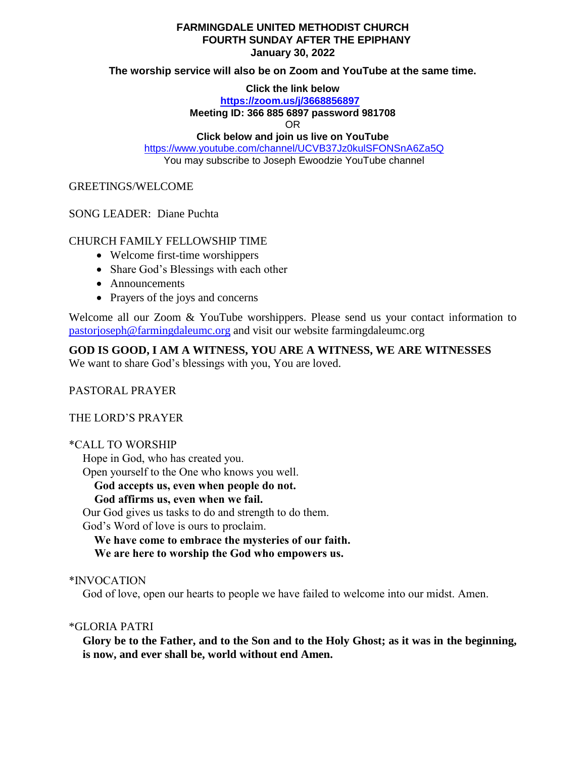**FARMINGDALE UNITED METHODIST CHURCH**
**FOURTH SUNDAY AFTER THE EPIPHANY**
**January 30, 2022**

**The worship service will also be on Zoom and YouTube at the same time.**

**Click the link below**
**https://zoom.us/j/3668856897**
**Meeting ID: 366 885 6897 password 981708**
OR
**Click below and join us live on YouTube**
https://www.youtube.com/channel/UCVB37Jz0kulSFONSnA6Za5Q
You may subscribe to Joseph Ewoodzie YouTube channel

GREETINGS/WELCOME

SONG LEADER: Diane Puchta

CHURCH FAMILY FELLOWSHIP TIME

- Welcome first-time worshippers
- Share God's Blessings with each other
- Announcements
- Prayers of the joys and concerns

Welcome all our Zoom & YouTube worshippers. Please send us your contact information to pastorjoseph@farmingdaleumc.org and visit our website farmingdaleumc.org

**GOD IS GOOD, I AM A WITNESS, YOU ARE A WITNESS, WE ARE WITNESSES**
We want to share God's blessings with you, You are loved.

PASTORAL PRAYER

THE LORD'S PRAYER

*CALL TO WORSHIP

Hope in God, who has created you.
Open yourself to the One who knows you well.
**God accepts us, even when people do not.**
**God affirms us, even when we fail.**
Our God gives us tasks to do and strength to do them.
God's Word of love is ours to proclaim.
**We have come to embrace the mysteries of our faith.**
**We are here to worship the God who empowers us.**

*INVOCATION

God of love, open our hearts to people we have failed to welcome into our midst. Amen.

*GLORIA PATRI

**Glory be to the Father, and to the Son and to the Holy Ghost; as it was in the beginning, is now, and ever shall be, world without end Amen.**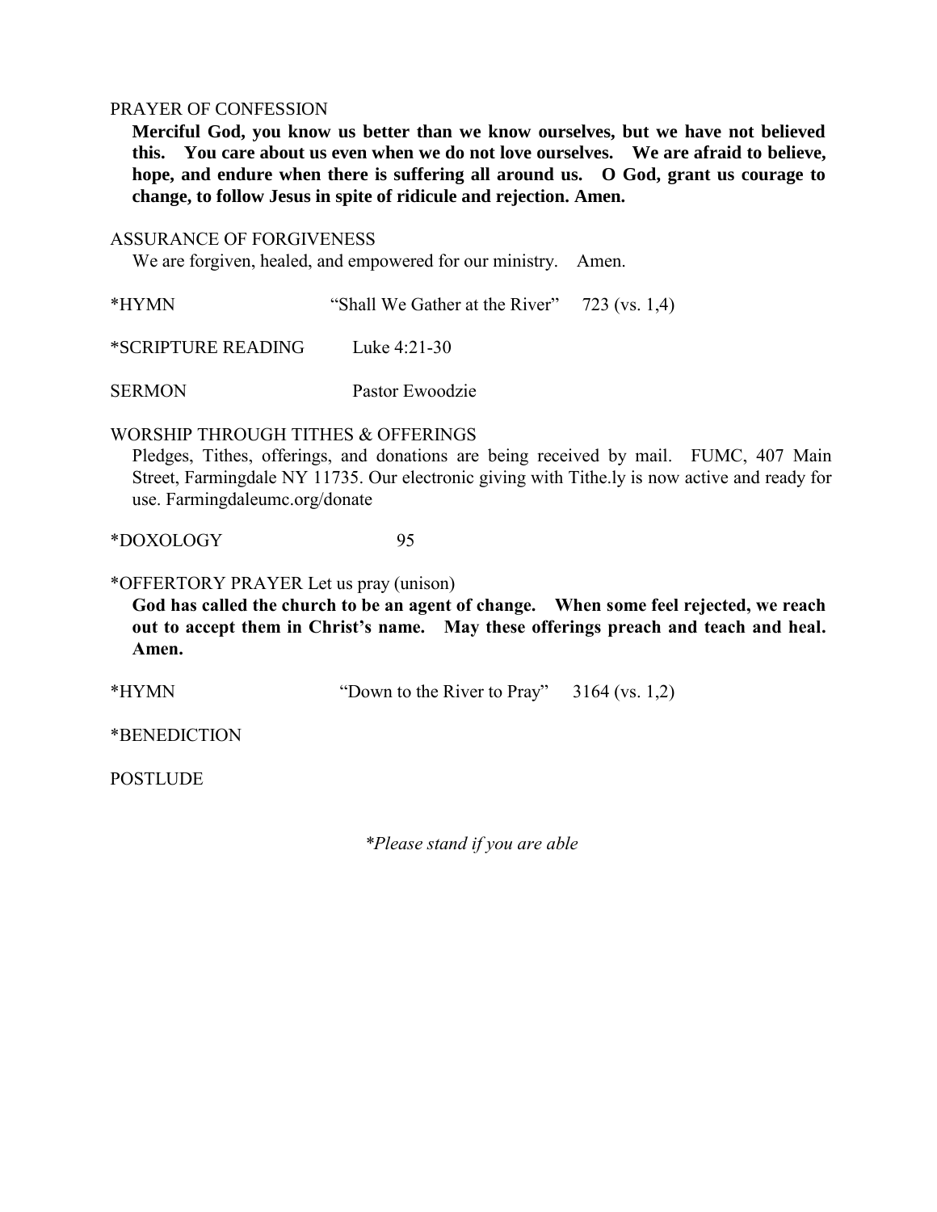PRAYER OF CONFESSION

**Merciful God, you know us better than we know ourselves, but we have not believed this. You care about us even when we do not love ourselves. We are afraid to believe, hope, and endure when there is suffering all around us. O God, grant us courage to change, to follow Jesus in spite of ridicule and rejection. Amen.**

ASSURANCE OF FORGIVENESS

We are forgiven, healed, and empowered for our ministry. Amen.

*HYMN "Shall We Gather at the River" 723 (vs. 1,4)

*SCRIPTURE READING Luke 4:21-30

SERMON Pastor Ewoodzie

WORSHIP THROUGH TITHES & OFFERINGS

Pledges, Tithes, offerings, and donations are being received by mail. FUMC, 407 Main Street, Farmingdale NY 11735. Our electronic giving with Tithe.ly is now active and ready for use. Farmingdaleumc.org/donate

*DOXOLOGY 95

*OFFERTORY PRAYER Let us pray (unison)

**God has called the church to be an agent of change. When some feel rejected, we reach out to accept them in Christ's name. May these offerings preach and teach and heal. Amen.**

*HYMN "Down to the River to Pray" 3164 (vs. 1,2)

*BENEDICTION

POSTLUDE

*\*Please stand if you are able*